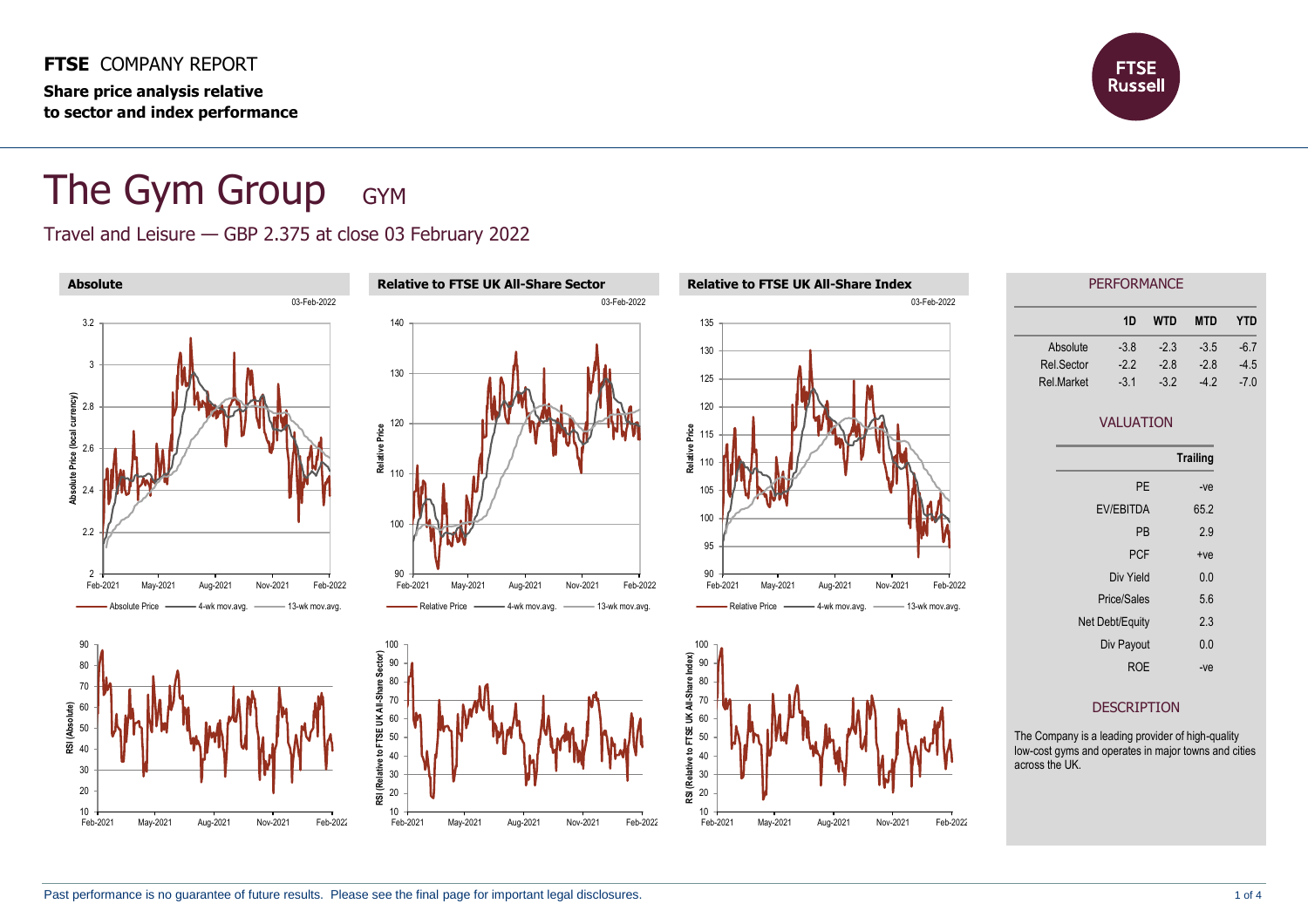**FTSE** COMPANY REPORT

**Share price analysis relative to sector and index performance**

# The Gym Group GYM

Travel and Leisure — GBP 2.375 at close 03 February 2022

## Absolute

03-Feb-2022

## Relative to FTSE UK All-Share Sector

03-Feb-2022

## Relative to FTSE UK All-Share Index

03-Feb-2022

## PERFORMANCE

| | 1D | WTD | MTD | YTD |
|---|---|---|---|---|
| Absolute | -3.8 | -2.3 | -3.5 | -6.7 |
| Rel.Sector | -2.2 | -2.8 | -2.8 | -4.5 |
| Rel.Market | -3.1 | -3.2 | -4.2 | -7.0 |

## VALUATION

| | Trailing |
|---|---|
| PE | -ve |
| EV/EBITDA | 65.2 |
| PB | 2.9 |
| PCF | +ve |
| Div Yield | 0.0 |
| Price/Sales | 5.6 |
| Net Debt/Equity | 2.3 |
| Div Payout | 0.0 |
| ROE | -ve |

## DESCRIPTION

The Company is a leading provider of high-quality low-cost gyms and operates in major towns and cities across the UK.

Past performance is no guarantee of future results. Please see the final page for important legal disclosures.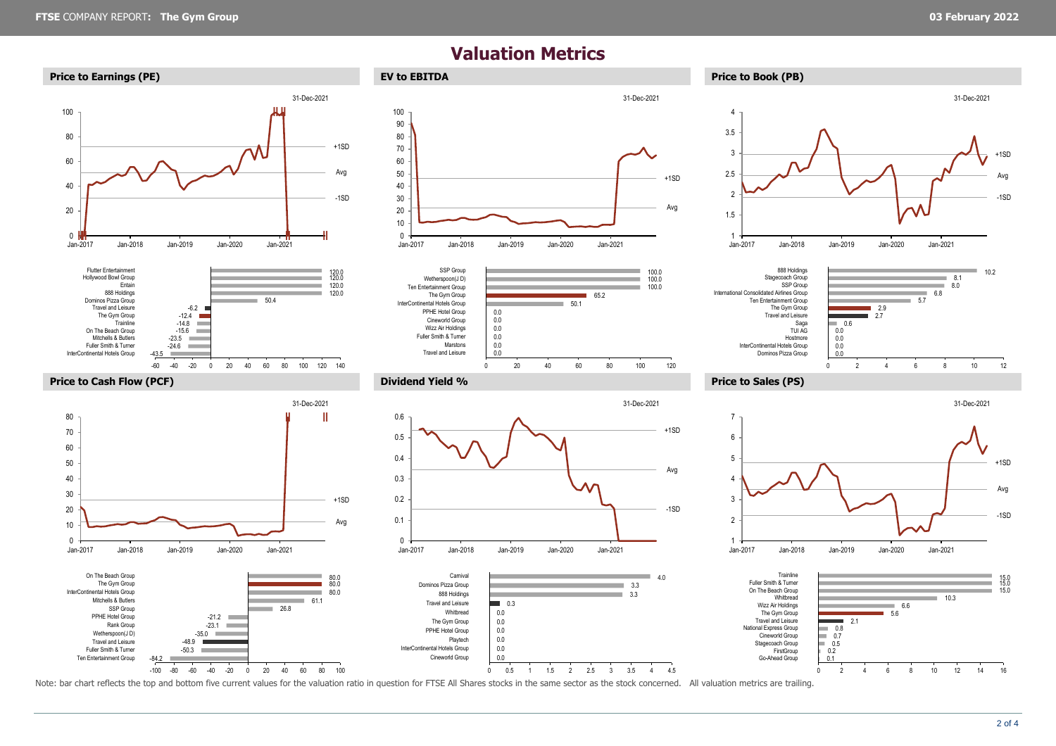# Valuation Metrics

## Price to Earnings (PE)

31-Dec-2021

| Company | PE |
| --- | --- |
| Flutter Entertainment | 120.0 |
| Hollywood Bowl Group | 120.0 |
| Entain | 120.0 |
| 888 Holdings | 120.0 |
| Dominos Pizza Group | 50.4 |
| Travel and Leisure | -6.2 |
| The Gym Group | -12.4 |
| Trainline | -14.8 |
| On The Beach Group | -15.6 |
| Mitchells & Butlers | -23.5 |
| Fuller Smith & Turner | -24.6 |
| InterContinental Hotels Group | -43.5 |

## EV to EBITDA

31-Dec-2021

| Company | EV to EBITDA |
| --- | --- |
| SSP Group | 100.0 |
| Wetherspoon(J D) | 100.0 |
| Ten Entertainment Group | 100.0 |
| The Gym Group | 65.2 |
| InterContinental Hotels Group | 50.1 |
| PPHE Hotel Group | 0.0 |
| Cineworld Group | 0.0 |
| Wizz Air Holdings | 0.0 |
| Fuller Smith & Turner | 0.0 |
| Marstons | 0.0 |
| Travel and Leisure | 0.0 |

## Price to Book (PB)

31-Dec-2021

| Company | PB |
| --- | --- |
| 888 Holdings | 10.2 |
| Stagecoach Group | 8.1 |
| SSP Group | 8.0 |
| International Consolidated Airlines Group | 6.8 |
| Ten Entertainment Group | 5.7 |
| The Gym Group | 2.9 |
| Travel and Leisure | 2.7 |
| Saga | 0.6 |
| TUI AG | 0.0 |
| Hostmore | 0.0 |
| InterContinental Hotels Group | 0.0 |
| Dominos Pizza Group | 0.0 |

## Price to Cash Flow (PCF)

31-Dec-2021

| Company | PCF |
| --- | --- |
| On The Beach Group | 80.0 |
| The Gym Group | 80.0 |
| InterContinental Hotels Group | 80.0 |
| Mitchells & Butlers | 61.1 |
| SSP Group | 26.8 |
| PPHE Hotel Group | -21.2 |
| Rank Group | -23.1 |
| Wetherspoon(J D) | -35.0 |
| Travel and Leisure | -48.9 |
| Fuller Smith & Turner | -50.3 |
| Ten Entertainment Group | -84.2 |

## Dividend Yield %

31-Dec-2021

| Company | Dividend Yield % |
| --- | --- |
| Carnival | 4.0 |
| Dominos Pizza Group | 3.3 |
| 888 Holdings | 3.3 |
| Travel and Leisure | 0.3 |
| Whitbread | 0.0 |
| The Gym Group | 0.0 |
| PPHE Hotel Group | 0.0 |
| Playtech | 0.0 |
| InterContinental Hotels Group | 0.0 |
| Cineworld Group | 0.0 |

## Price to Sales (PS)

31-Dec-2021

| Company | PS |
| --- | --- |
| Trainline | 15.0 |
| Fuller Smith & Turner | 15.0 |
| On The Beach Group | 15.0 |
| Whitbread | 10.3 |
| Wizz Air Holdings | 6.6 |
| The Gym Group | 5.6 |
| Travel and Leisure | 2.1 |
| National Express Group | 0.8 |
| Cineworld Group | 0.7 |
| Stagecoach Group | 0.5 |
| FirstGroup | 0.2 |
| Go-Ahead Group | 0.1 |

Note: bar chart reflects the top and bottom five current values for the valuation ratio in question for FTSE All Shares stocks in the same sector as the stock concerned. All valuation metrics are trailing.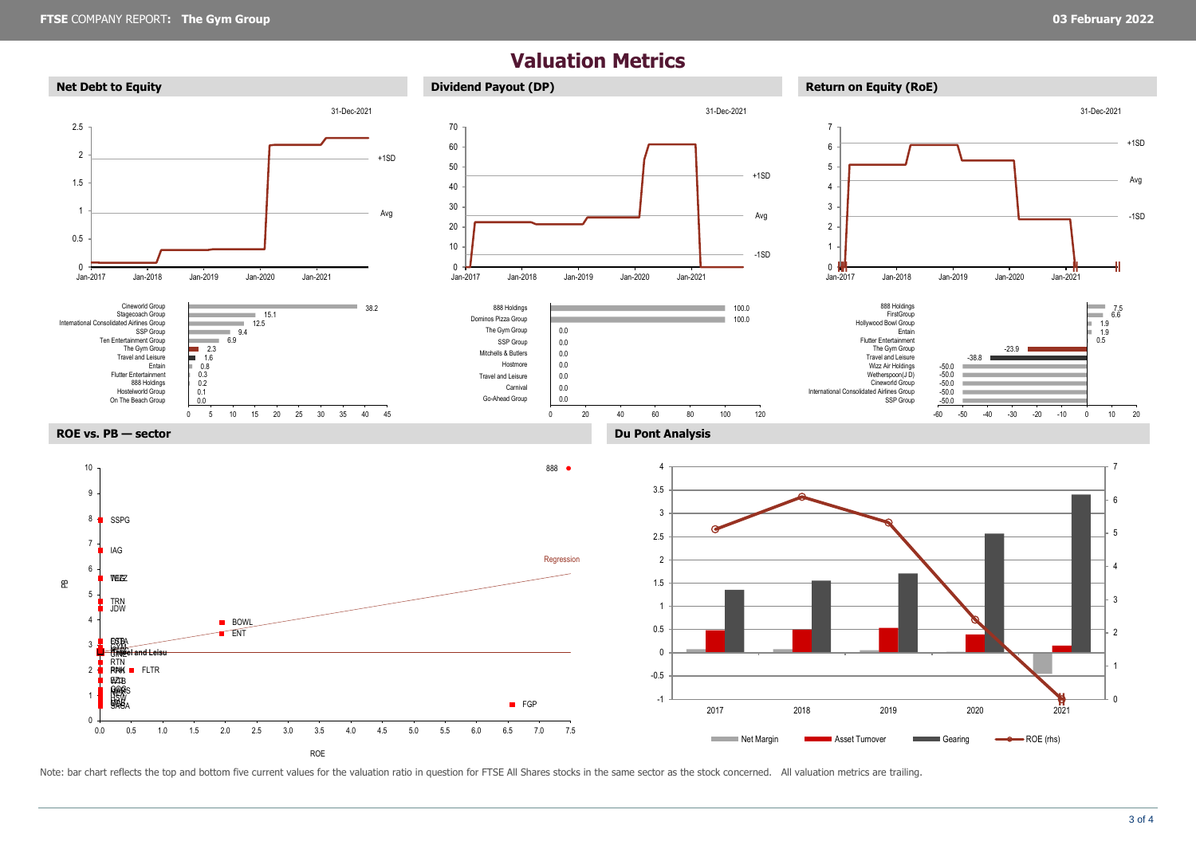# Valuation Metrics

## Net Debt to Equity

31-Dec-2021

| Company | Value |
|---|---|
| Cineworld Group | 38.2 |
| Stagecoach Group | 15.1 |
| International Consolidated Airlines Group | 12.5 |
| SSP Group | 9.4 |
| Ten Entertainment Group | 6.9 |
| The Gym Group | 2.3 |
| Travel and Leisure | 1.6 |
| Entain | 0.8 |
| Flutter Entertainment | 0.3 |
| 888 Holdings | 0.2 |
| Hostelworld Group | 0.1 |
| On The Beach Group | 0.0 |

## Dividend Payout (DP)

31-Dec-2021

| Company | Value |
|---|---|
| 888 Holdings | 100.0 |
| Dominos Pizza Group | 100.0 |
| The Gym Group | 0.0 |
| SSP Group | 0.0 |
| Mitchells & Butlers | 0.0 |
| Hostmore | 0.0 |
| Travel and Leisure | 0.0 |
| Carnival | 0.0 |
| Go-Ahead Group | 0.0 |

## Return on Equity (RoE)

31-Dec-2021

| Company | Value |
|---|---|
| 888 Holdings | 7.5 |
| FirstGroup | 6.6 |
| Hollywood Bowl Group | 1.9 |
| Entain | 1.9 |
| Flutter Entertainment | 0.5 |
| The Gym Group | -23.9 |
| Travel and Leisure | -38.8 |
| Wizz Air Holdings | -50.0 |
| Wetherspoon(J D) | -50.0 |
| Cineworld Group | -50.0 |
| International Consolidated Airlines Group | -50.0 |
| SSP Group | -50.0 |

## ROE vs. PB — sector

## Du Pont Analysis

Note: bar chart reflects the top and bottom five current values for the valuation ratio in question for FTSE All Shares stocks in the same sector as the stock concerned. All valuation metrics are trailing.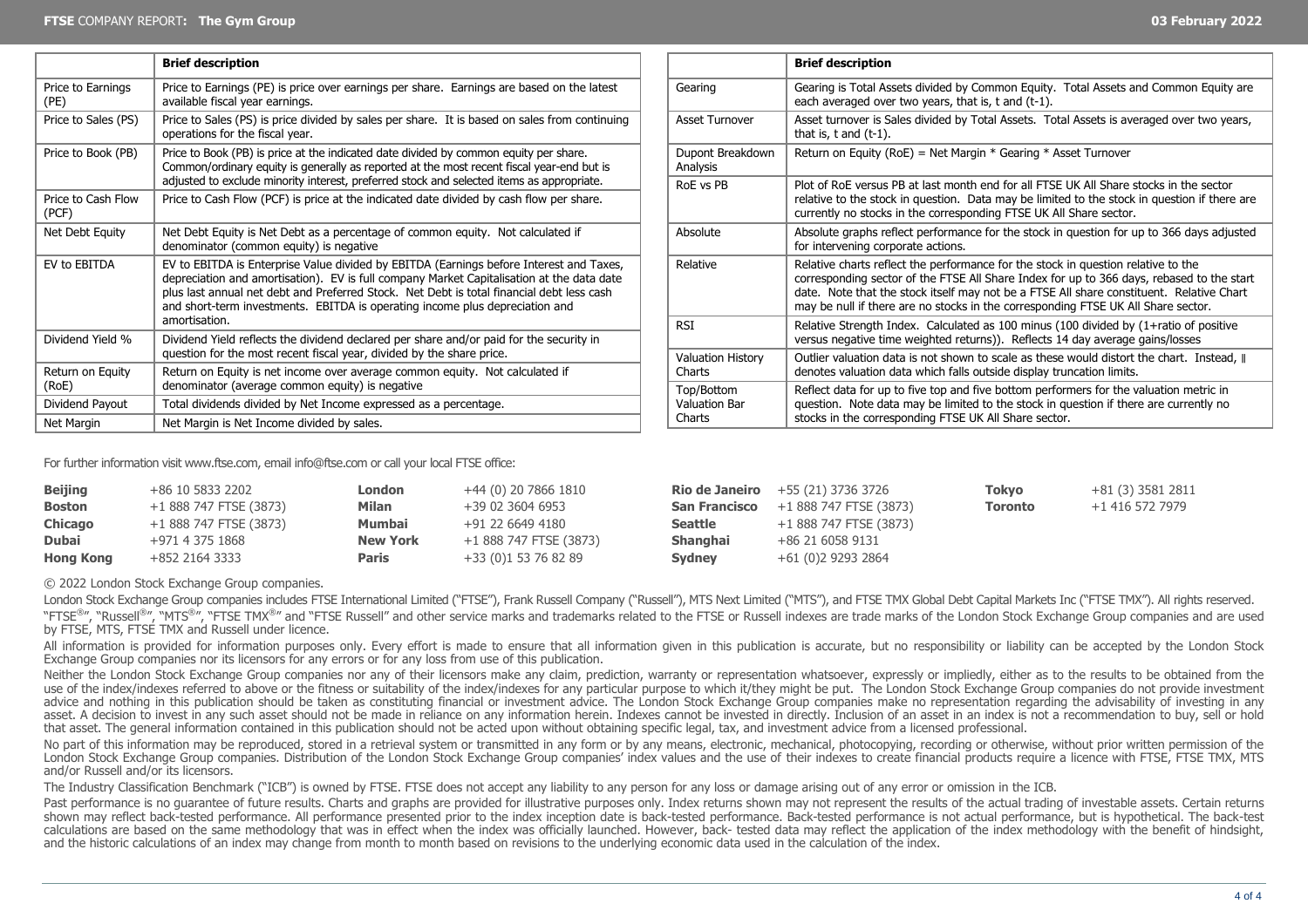| | Brief description |
|---|---|
| Price to Earnings (PE) | Price to Earnings (PE) is price over earnings per share. Earnings are based on the latest available fiscal year earnings. |
| Price to Sales (PS) | Price to Sales (PS) is price divided by sales per share. It is based on sales from continuing operations for the fiscal year. |
| Price to Book (PB) | Price to Book (PB) is price at the indicated date divided by common equity per share. Common/ordinary equity is generally as reported at the most recent fiscal year-end but is adjusted to exclude minority interest, preferred stock and selected items as appropriate. |
| Price to Cash Flow (PCF) | Price to Cash Flow (PCF) is price at the indicated date divided by cash flow per share. |
| Net Debt Equity | Net Debt Equity is Net Debt as a percentage of common equity. Not calculated if denominator (common equity) is negative |
| EV to EBITDA | EV to EBITDA is Enterprise Value divided by EBITDA (Earnings before Interest and Taxes, depreciation and amortisation). EV is full company Market Capitalisation at the data date plus last annual net debt and Preferred Stock. Net Debt is total financial debt less cash and short-term investments. EBITDA is operating income plus depreciation and amortisation. |
| Dividend Yield % | Dividend Yield reflects the dividend declared per share and/or paid for the security in question for the most recent fiscal year, divided by the share price. |
| Return on Equity (RoE) | Return on Equity is net income over average common equity. Not calculated if denominator (average common equity) is negative |
| Dividend Payout | Total dividends divided by Net Income expressed as a percentage. |
| Net Margin | Net Margin is Net Income divided by sales. |

| | Brief description |
|---|---|
| Gearing | Gearing is Total Assets divided by Common Equity. Total Assets and Common Equity are each averaged over two years, that is, t and (t-1). |
| Asset Turnover | Asset turnover is Sales divided by Total Assets. Total Assets is averaged over two years, that is, t and (t-1). |
| Dupont Breakdown Analysis | Return on Equity (RoE) = Net Margin * Gearing * Asset Turnover |
| RoE vs PB | Plot of RoE versus PB at last month end for all FTSE UK All Share stocks in the sector relative to the stock in question. Data may be limited to the stock in question if there are currently no stocks in the corresponding FTSE UK All Share sector. |
| Absolute | Absolute graphs reflect performance for the stock in question for up to 366 days adjusted for intervening corporate actions. |
| Relative | Relative charts reflect the performance for the stock in question relative to the corresponding sector of the FTSE All Share Index for up to 366 days, rebased to the start date. Note that the stock itself may not be a FTSE All share constituent. Relative Chart may be null if there are no stocks in the corresponding FTSE UK All Share sector. |
| RSI | Relative Strength Index. Calculated as 100 minus (100 divided by (1+ratio of positive versus negative time weighted returns)). Reflects 14 day average gains/losses |
| Valuation History Charts | Outlier valuation data is not shown to scale as these would distort the chart. Instead, ‖ denotes valuation data which falls outside display truncation limits. |
| Top/Bottom Valuation Bar Charts | Reflect data for up to five top and five bottom performers for the valuation metric in question. Note data may be limited to the stock in question if there are currently no stocks in the corresponding FTSE UK All Share sector. |

For further information visit www.ftse.com, email info@ftse.com or call your local FTSE office:

| | | | | | | | |
|---|---|---|---|---|---|---|---|
| **Beijing** | +86 10 5833 2202 | **London** | +44 (0) 20 7866 1810 | **Rio de Janeiro** | +55 (21) 3736 3726 | **Tokyo** | +81 (3) 3581 2811 |
| **Boston** | +1 888 747 FTSE (3873) | **Milan** | +39 02 3604 6953 | **San Francisco** | +1 888 747 FTSE (3873) | **Toronto** | +1 416 572 7979 |
| **Chicago** | +1 888 747 FTSE (3873) | **Mumbai** | +91 22 6649 4180 | **Seattle** | +1 888 747 FTSE (3873) | | |
| **Dubai** | +971 4 375 1868 | **New York** | +1 888 747 FTSE (3873) | **Shanghai** | +86 21 6058 9131 | | |
| **Hong Kong** | +852 2164 3333 | **Paris** | +33 (0)1 53 76 82 89 | **Sydney** | +61 (0)2 9293 2864 | | |

© 2022 London Stock Exchange Group companies.

London Stock Exchange Group companies includes FTSE International Limited ("FTSE"), Frank Russell Company ("Russell"), MTS Next Limited ("MTS"), and FTSE TMX Global Debt Capital Markets Inc ("FTSE TMX"). All rights reserved. "FTSE®", "Russell®", "MTS®", "FTSE TMX®" and "FTSE Russell" and other service marks and trademarks related to the FTSE or Russell indexes are trade marks of the London Stock Exchange Group companies and are used by FTSE, MTS, FTSE TMX and Russell under licence.

All information is provided for information purposes only. Every effort is made to ensure that all information given in this publication is accurate, but no responsibility or liability can be accepted by the London Stock Exchange Group companies nor its licensors for any errors or for any loss from use of this publication.

Neither the London Stock Exchange Group companies nor any of their licensors make any claim, prediction, warranty or representation whatsoever, expressly or impliedly, either as to the results to be obtained from the use of the index/indexes referred to above or the fitness or suitability of the index/indexes for any particular purpose to which it/they might be put. The London Stock Exchange Group companies do not provide investment advice and nothing in this publication should be taken as constituting financial or investment advice. The London Stock Exchange Group companies make no representation regarding the advisability of investing in any asset. A decision to invest in any such asset should not be made in reliance on any information herein. Indexes cannot be invested in directly. Inclusion of an asset in an index is not a recommendation to buy, sell or hold that asset. The general information contained in this publication should not be acted upon without obtaining specific legal, tax, and investment advice from a licensed professional.

No part of this information may be reproduced, stored in a retrieval system or transmitted in any form or by any means, electronic, mechanical, photocopying, recording or otherwise, without prior written permission of the London Stock Exchange Group companies. Distribution of the London Stock Exchange Group companies' index values and the use of their indexes to create financial products require a licence with FTSE, FTSE TMX, MTS and/or Russell and/or its licensors.

The Industry Classification Benchmark ("ICB") is owned by FTSE. FTSE does not accept any liability to any person for any loss or damage arising out of any error or omission in the ICB.

Past performance is no guarantee of future results. Charts and graphs are provided for illustrative purposes only. Index returns shown may not represent the results of the actual trading of investable assets. Certain returns shown may reflect back-tested performance. All performance presented prior to the index inception date is back-tested performance. Back-tested performance is not actual performance, but is hypothetical. The back-test calculations are based on the same methodology that was in effect when the index was officially launched. However, back- tested data may reflect the application of the index methodology with the benefit of hindsight, and the historic calculations of an index may change from month to month based on revisions to the underlying economic data used in the calculation of the index.